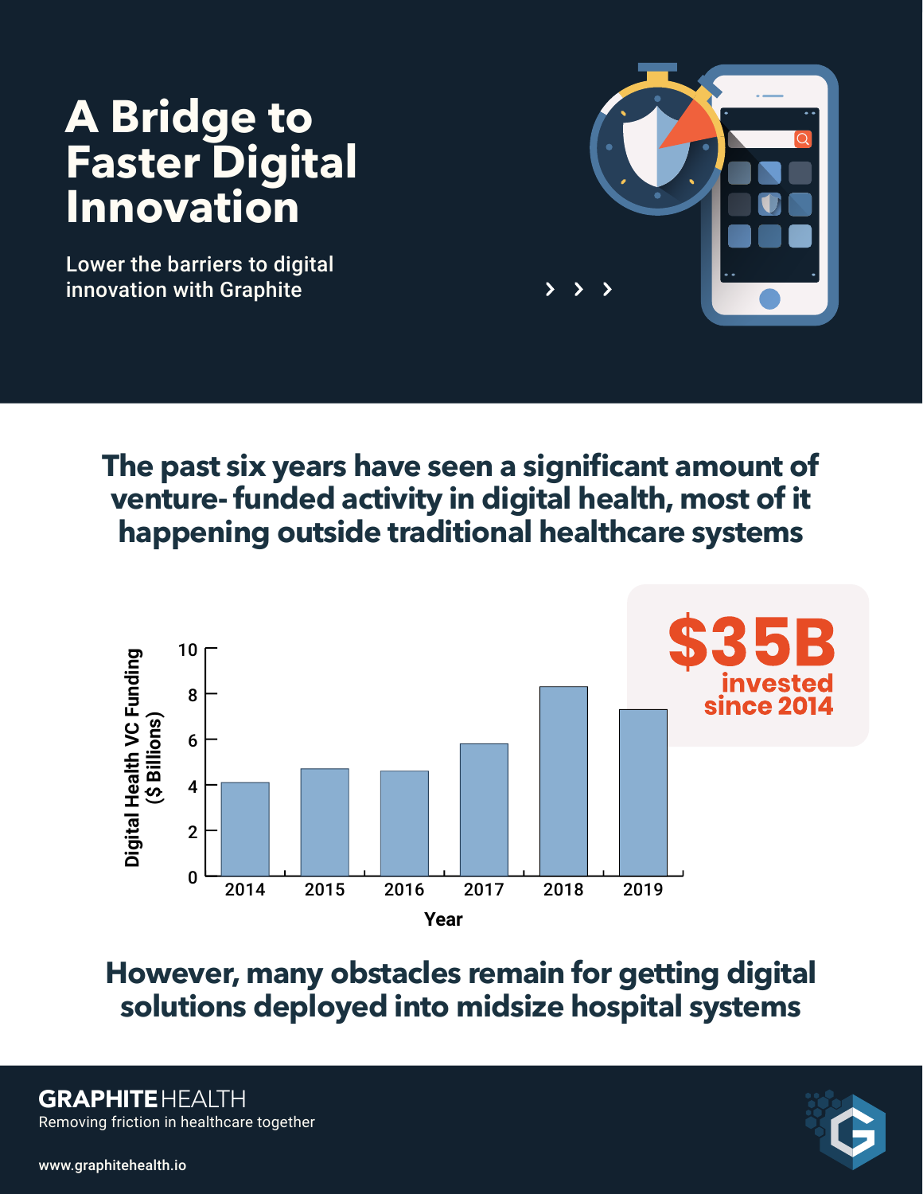# A Bridge to Faster Digital Innovation

Lower the barriers to digital innovation with Graphite

## The past six years have seen a significant amount of venture- funded activity in digital health, most of it happening outside traditional healthcare systems

**$35B** invested since 2014

Digital Health VC Funding ($ Billions)

| Year | Funding ($ Billions) |
|---|---|
| 2014 | ~4.1 |
| 2015 | ~4.7 |
| 2016 | ~4.6 |
| 2017 | ~5.8 |
| 2018 | ~8.3 |
| 2019 | ~7.3 |

## However, many obstacles remain for getting digital solutions deployed into midsize hospital systems

**GRAPHITE**HEALTH

Removing friction in healthcare together

www.graphitehealth.io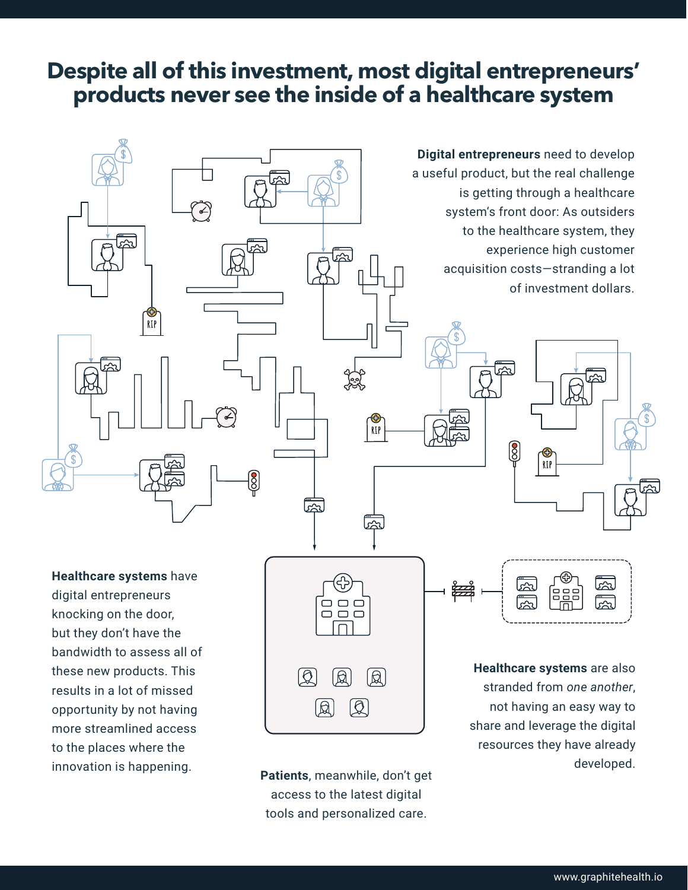# Despite all of this investment, most digital entrepreneurs' products never see the inside of a healthcare system

**Digital entrepreneurs** need to develop a useful product, but the real challenge is getting through a healthcare system's front door: As outsiders to the healthcare system, they experience high customer acquisition costs—stranding a lot of investment dollars.

**Healthcare systems** have digital entrepreneurs knocking on the door, but they don't have the bandwidth to assess all of these new products. This results in a lot of missed opportunity by not having more streamlined access to the places where the innovation is happening.

**Patients**, meanwhile, don't get access to the latest digital tools and personalized care.

**Healthcare systems** are also stranded from *one another*, not having an easy way to share and leverage the digital resources they have already developed.

www.graphitehealth.io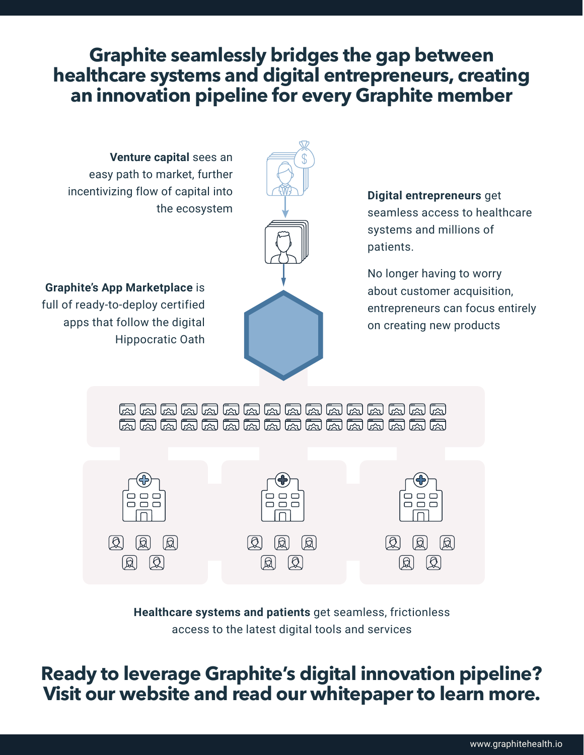# Graphite seamlessly bridges the gap between healthcare systems and digital entrepreneurs, creating an innovation pipeline for every Graphite member

**Venture capital** sees an easy path to market, further incentivizing flow of capital into the ecosystem

**Digital entrepreneurs** get seamless access to healthcare systems and millions of patients.

No longer having to worry about customer acquisition, entrepreneurs can focus entirely on creating new products

**Graphite's App Marketplace** is full of ready-to-deploy certified apps that follow the digital Hippocratic Oath

**Healthcare systems and patients** get seamless, frictionless access to the latest digital tools and services

## Ready to leverage Graphite's digital innovation pipeline? Visit our website and read our whitepaper to learn more.

www.graphitehealth.io